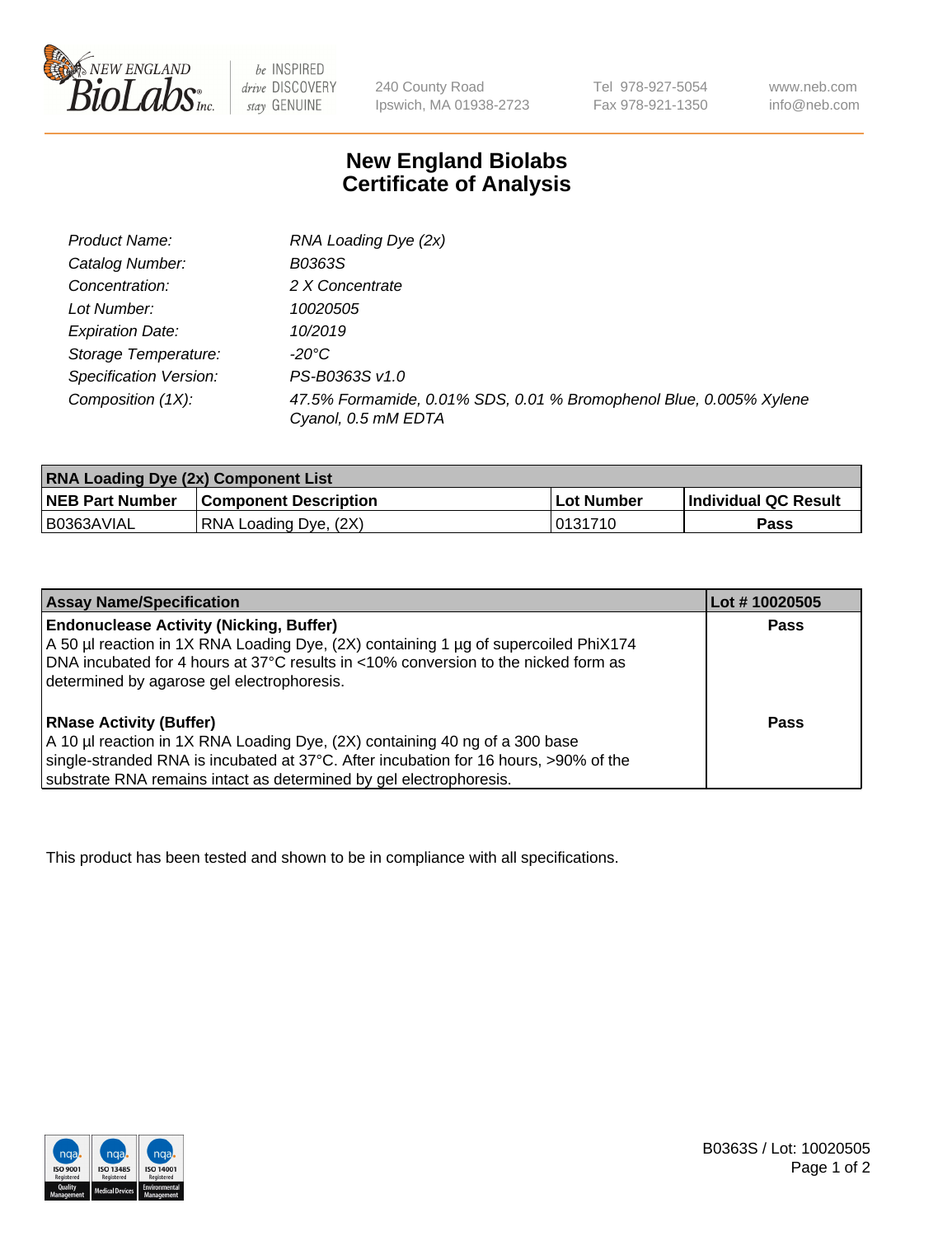# New England Biolabs Certificate of Analysis

| | |
|---|---|
| *Product Name:* | *RNA Loading Dye (2x)* |
| *Catalog Number:* | *B0363S* |
| *Concentration:* | *2 X Concentrate* |
| *Lot Number:* | *10020505* |
| *Expiration Date:* | *10/2019* |
| *Storage Temperature:* | *-20°C* |
| *Specification Version:* | *PS-B0363S v1.0* |
| *Composition (1X):* | *47.5% Formamide, 0.01% SDS, 0.01 % Bromophenol Blue, 0.005% Xylene Cyanol, 0.5 mM EDTA* |

| RNA Loading Dye (2x) Component List | | | |
|---|---|---|---|
| **NEB Part Number** | **Component Description** | **Lot Number** | **Individual QC Result** |
| B0363AVIAL | RNA Loading Dye, (2X) | 0131710 | **Pass** |

| Assay Name/Specification | Lot # 10020505 |
|---|---|
| **Endonuclease Activity (Nicking, Buffer)**<br>A 50 µl reaction in 1X RNA Loading Dye, (2X) containing 1 µg of supercoiled PhiX174 DNA incubated for 4 hours at 37°C results in <10% conversion to the nicked form as determined by agarose gel electrophoresis. | **Pass** |
| **RNase Activity (Buffer)**<br>A 10 µl reaction in 1X RNA Loading Dye, (2X) containing 40 ng of a 300 base single-stranded RNA is incubated at 37°C. After incubation for 16 hours, >90% of the substrate RNA remains intact as determined by gel electrophoresis. | **Pass** |

This product has been tested and shown to be in compliance with all specifications.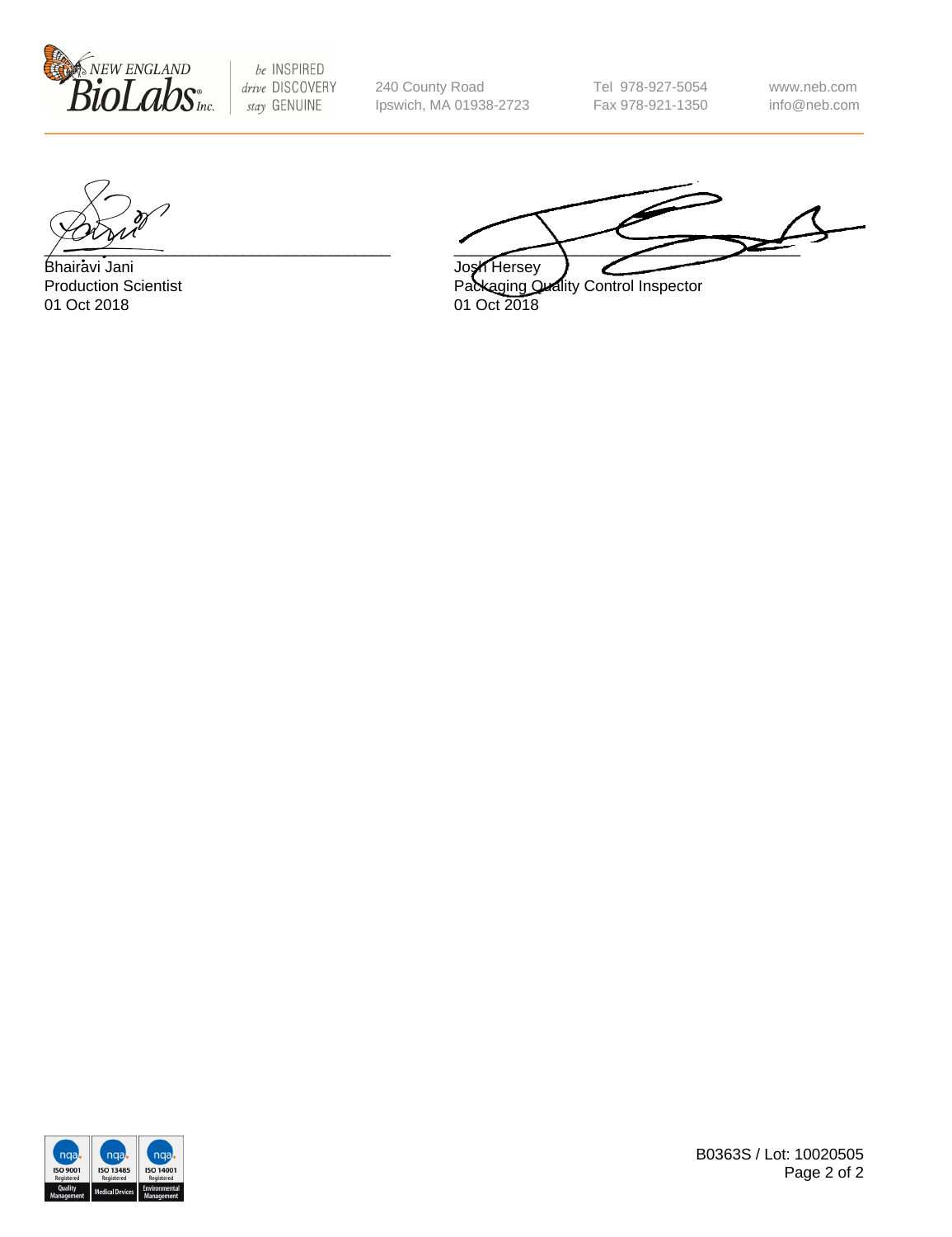Bhairavi Jani
Production Scientist
01 Oct 2018

Josh Hersey
Packaging Quality Control Inspector
01 Oct 2018

B0363S / Lot: 10020505